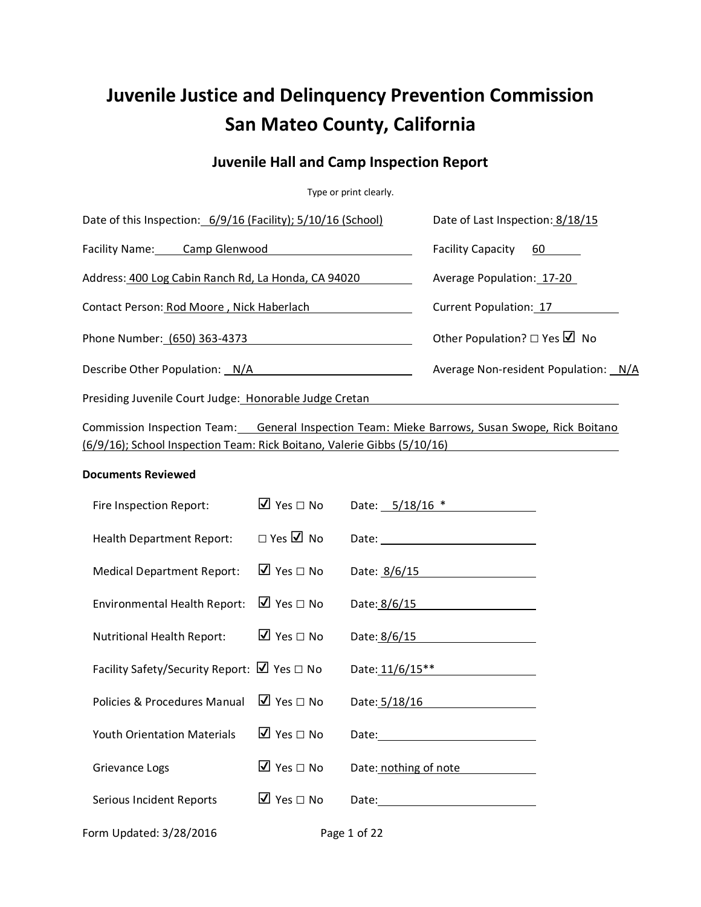# Juvenile Justice and Delinquency Prevention Commission
# San Mateo County, California

## Juvenile Hall and Camp Inspection Report

Type or print clearly.

Date of this Inspection: 6/9/16 (Facility); 5/10/16 (School)

Date of Last Inspection: 8/18/15

Facility Name: Camp Glenwood

Facility Capacity: 60

Address: 400 Log Cabin Ranch Rd, La Honda, CA 94020

Average Population: 17-20

Contact Person: Rod Moore , Nick Haberlach

Current Population: 17

Phone Number: (650) 363-4373

Other Population? ☐ Yes ☑ No

Describe Other Population: N/A

Average Non-resident Population: N/A

Presiding Juvenile Court Judge: Honorable Judge Cretan

Commission Inspection Team: General Inspection Team: Mieke Barrows, Susan Swope, Rick Boitano (6/9/16); School Inspection Team: Rick Boitano, Valerie Gibbs (5/10/16)

**Documents Reviewed**

| Document | Reviewed | Date |
|---|---|---|
| Fire Inspection Report: | ☑ Yes ☐ No | 5/18/16 * |
| Health Department Report: | ☐ Yes ☑ No | |
| Medical Department Report: | ☑ Yes ☐ No | 8/6/15 |
| Environmental Health Report: | ☑ Yes ☐ No | 8/6/15 |
| Nutritional Health Report: | ☑ Yes ☐ No | 8/6/15 |
| Facility Safety/Security Report: | ☑ Yes ☐ No | 11/6/15** |
| Policies & Procedures Manual | ☑ Yes ☐ No | 5/18/16 |
| Youth Orientation Materials | ☑ Yes ☐ No | |
| Grievance Logs | ☑ Yes ☐ No | nothing of note |
| Serious Incident Reports | ☑ Yes ☐ No | |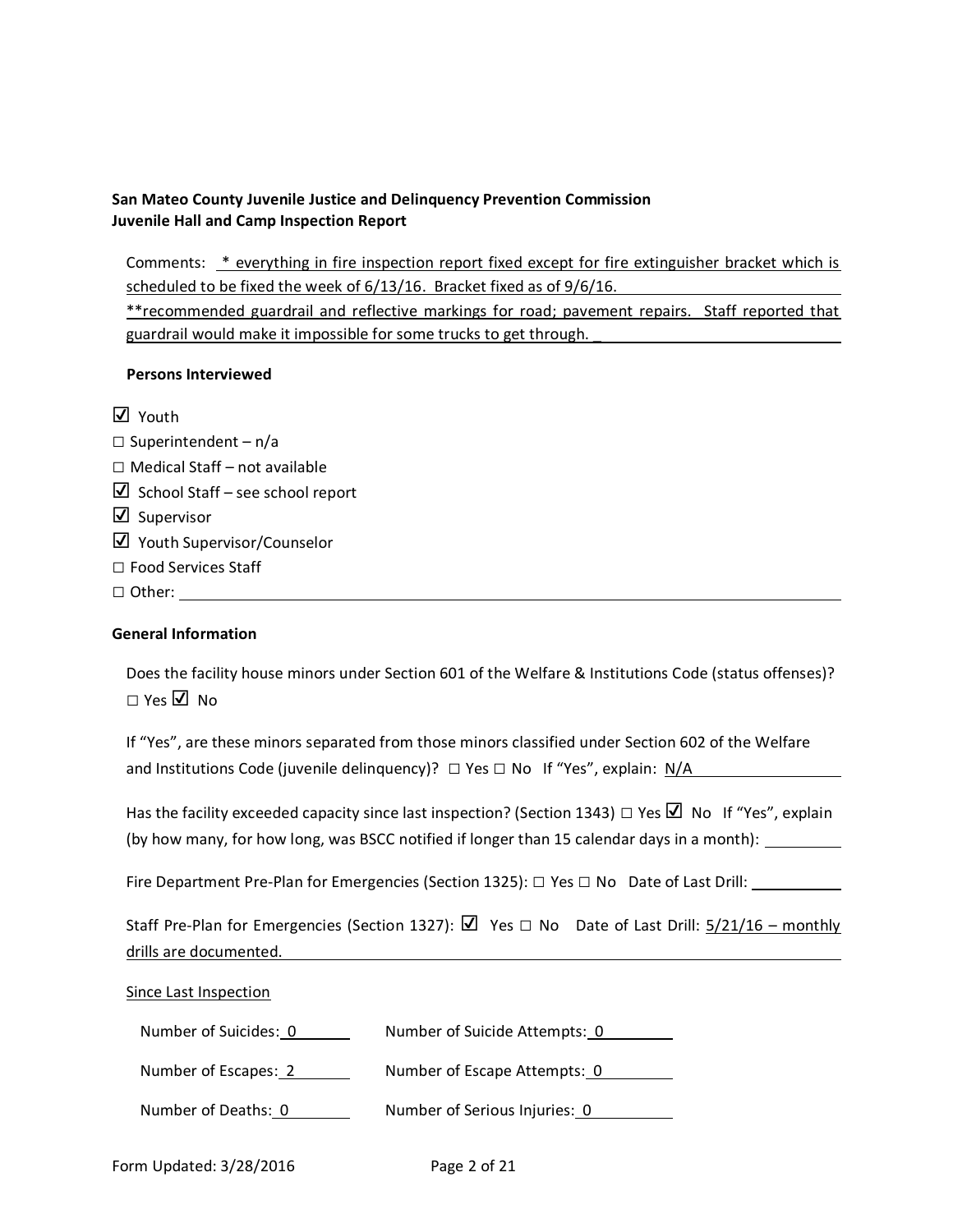**San Mateo County Juvenile Justice and Delinquency Prevention Commission**
**Juvenile Hall and Camp Inspection Report**

Comments: * everything in fire inspection report fixed except for fire extinguisher bracket which is scheduled to be fixed the week of 6/13/16. Bracket fixed as of 9/6/16.
**recommended guardrail and reflective markings for road; pavement repairs. Staff reported that guardrail would make it impossible for some trucks to get through. _

**Persons Interviewed**

☑ Youth
☐ Superintendent – n/a
☐ Medical Staff – not available
☑ School Staff – see school report
☑ Supervisor
☑ Youth Supervisor/Counselor
☐ Food Services Staff
☐ Other: 

**General Information**

Does the facility house minors under Section 601 of the Welfare & Institutions Code (status offenses)?
☐ Yes ☑ No

If "Yes", are these minors separated from those minors classified under Section 602 of the Welfare and Institutions Code (juvenile delinquency)? ☐ Yes ☐ No If "Yes", explain: N/A

Has the facility exceeded capacity since last inspection? (Section 1343) ☐ Yes ☑ No If "Yes", explain (by how many, for how long, was BSCC notified if longer than 15 calendar days in a month): 

Fire Department Pre-Plan for Emergencies (Section 1325): ☐ Yes ☐ No Date of Last Drill: 

Staff Pre-Plan for Emergencies (Section 1327): ☑ Yes ☐ No Date of Last Drill: 5/21/16 – monthly drills are documented.

Since Last Inspection

Number of Suicides: 0 Number of Suicide Attempts: 0

Number of Escapes: 2 Number of Escape Attempts: 0

Number of Deaths: 0 Number of Serious Injuries: 0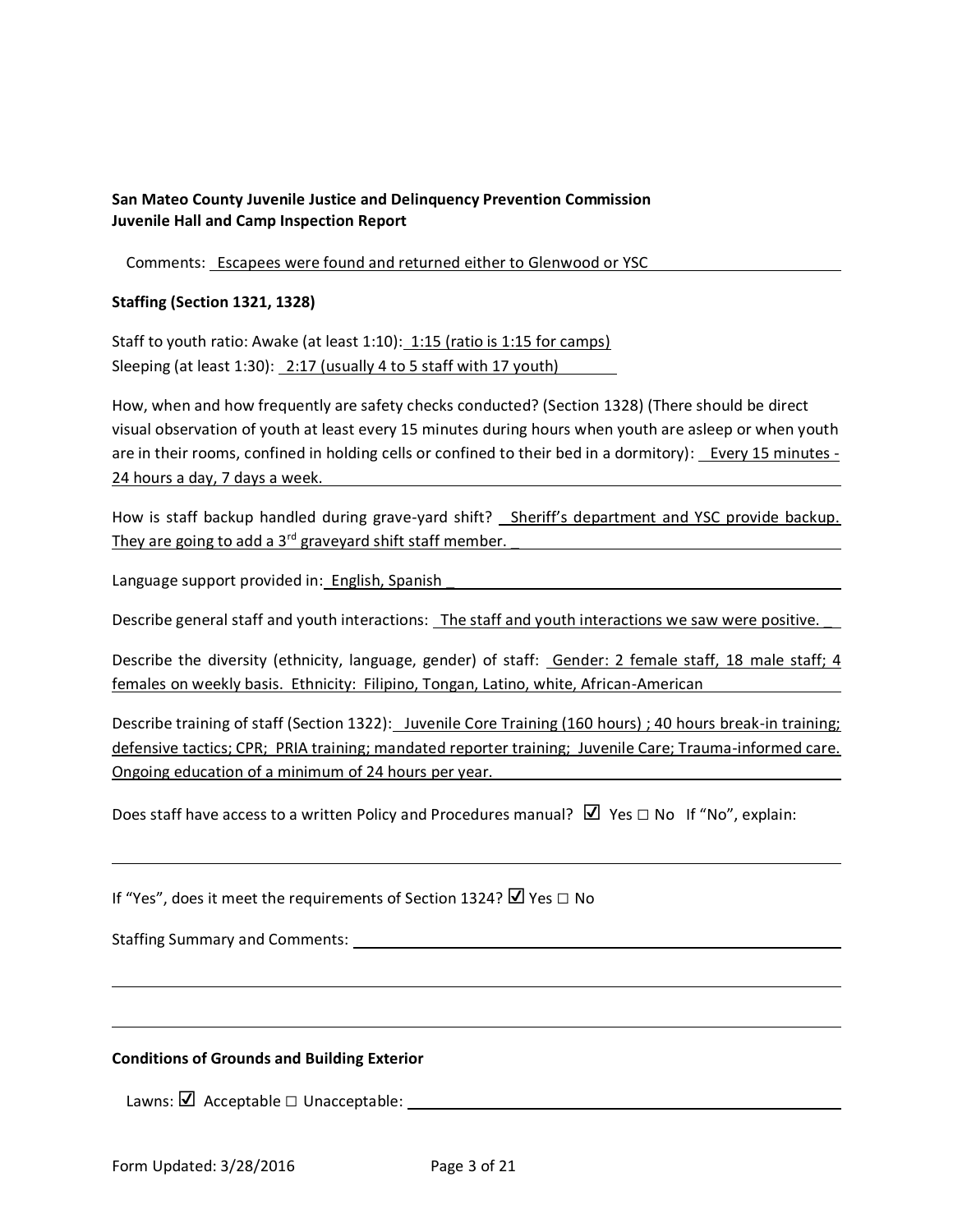**San Mateo County Juvenile Justice and Delinquency Prevention Commission**
**Juvenile Hall and Camp Inspection Report**

Comments: Escapees were found and returned either to Glenwood or YSC

**Staffing (Section 1321, 1328)**

Staff to youth ratio: Awake (at least 1:10): 1:15 (ratio is 1:15 for camps)
Sleeping (at least 1:30): 2:17 (usually 4 to 5 staff with 17 youth)

How, when and how frequently are safety checks conducted? (Section 1328) (There should be direct visual observation of youth at least every 15 minutes during hours when youth are asleep or when youth are in their rooms, confined in holding cells or confined to their bed in a dormitory): Every 15 minutes - 24 hours a day, 7 days a week.

How is staff backup handled during grave-yard shift? Sheriff's department and YSC provide backup. They are going to add a 3rd graveyard shift staff member.

Language support provided in: English, Spanish

Describe general staff and youth interactions: The staff and youth interactions we saw were positive.

Describe the diversity (ethnicity, language, gender) of staff: Gender: 2 female staff, 18 male staff; 4 females on weekly basis. Ethnicity: Filipino, Tongan, Latino, white, African-American

Describe training of staff (Section 1322): Juvenile Core Training (160 hours) ; 40 hours break-in training; defensive tactics; CPR; PRIA training; mandated reporter training; Juvenile Care; Trauma-informed care. Ongoing education of a minimum of 24 hours per year.

Does staff have access to a written Policy and Procedures manual? ☑ Yes ☐ No If "No", explain:

If "Yes", does it meet the requirements of Section 1324? ☑ Yes ☐ No

Staffing Summary and Comments:

**Conditions of Grounds and Building Exterior**

Lawns: ☑ Acceptable ☐ Unacceptable: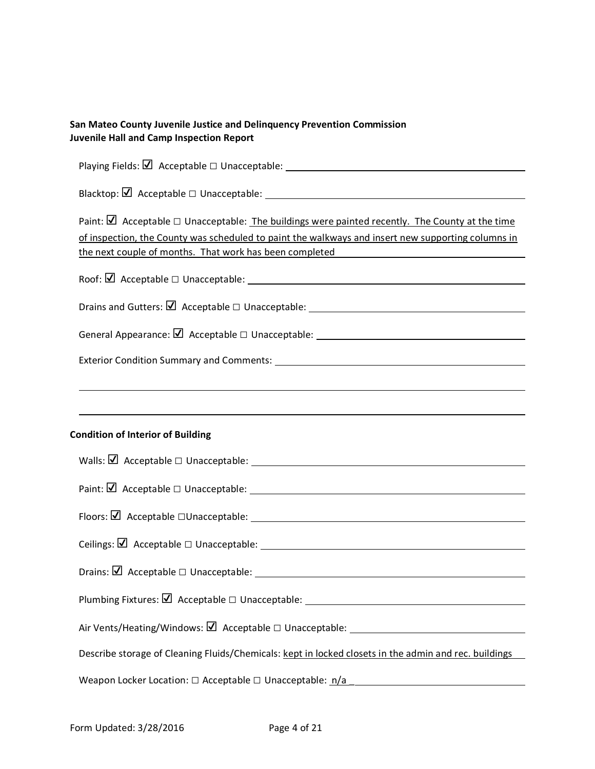**San Mateo County Juvenile Justice and Delinquency Prevention Commission**
**Juvenile Hall and Camp Inspection Report**

Playing Fields: ☑ Acceptable ☐ Unacceptable: 

Blacktop: ☑ Acceptable ☐ Unacceptable: 

Paint: ☑ Acceptable ☐ Unacceptable: The buildings were painted recently. The County at the time of inspection, the County was scheduled to paint the walkways and insert new supporting columns in the next couple of months. That work has been completed

Roof: ☑ Acceptable ☐ Unacceptable: 

Drains and Gutters: ☑ Acceptable ☐ Unacceptable: 

General Appearance: ☑ Acceptable ☐ Unacceptable: 

Exterior Condition Summary and Comments: 

## Condition of Interior of Building

Walls: ☑ Acceptable ☐ Unacceptable: 

Paint: ☑ Acceptable ☐ Unacceptable: 

Floors: ☑ Acceptable ☐Unacceptable: 

Ceilings: ☑ Acceptable ☐ Unacceptable: 

Drains: ☑ Acceptable ☐ Unacceptable: 

Plumbing Fixtures: ☑ Acceptable ☐ Unacceptable: 

Air Vents/Heating/Windows: ☑ Acceptable ☐ Unacceptable: 

Describe storage of Cleaning Fluids/Chemicals: kept in locked closets in the admin and rec. buildings

Weapon Locker Location: ☐ Acceptable ☐ Unacceptable: n/a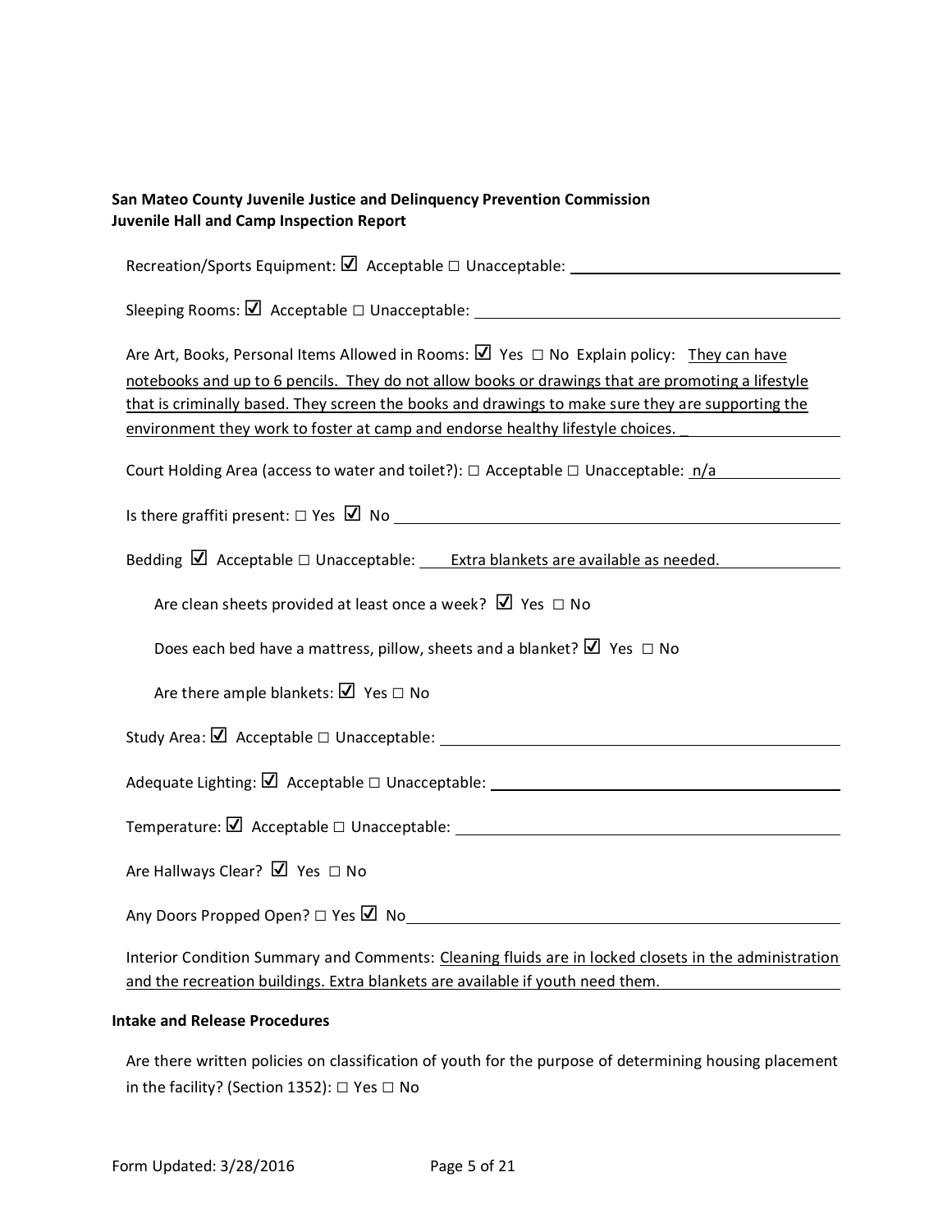**San Mateo County Juvenile Justice and Delinquency Prevention Commission**
**Juvenile Hall and Camp Inspection Report**

Recreation/Sports Equipment: ☑ Acceptable ☐ Unacceptable:

Sleeping Rooms: ☑ Acceptable ☐ Unacceptable:

Are Art, Books, Personal Items Allowed in Rooms: ☑ Yes ☐ No Explain policy: They can have notebooks and up to 6 pencils. They do not allow books or drawings that are promoting a lifestyle that is criminally based. They screen the books and drawings to make sure they are supporting the environment they work to foster at camp and endorse healthy lifestyle choices. _

Court Holding Area (access to water and toilet?): ☐ Acceptable ☐ Unacceptable: n/a

Is there graffiti present: ☐ Yes ☑ No

Bedding ☑ Acceptable ☐ Unacceptable: Extra blankets are available as needed.

Are clean sheets provided at least once a week? ☑ Yes ☐ No

Does each bed have a mattress, pillow, sheets and a blanket? ☑ Yes ☐ No

Are there ample blankets: ☑ Yes ☐ No

Study Area: ☑ Acceptable ☐ Unacceptable:

Adequate Lighting: ☑ Acceptable ☐ Unacceptable:

Temperature: ☑ Acceptable ☐ Unacceptable:

Are Hallways Clear? ☑ Yes ☐ No

Any Doors Propped Open? ☐ Yes ☑ No

Interior Condition Summary and Comments: Cleaning fluids are in locked closets in the administration and the recreation buildings. Extra blankets are available if youth need them.

**Intake and Release Procedures**

Are there written policies on classification of youth for the purpose of determining housing placement in the facility? (Section 1352): ☐ Yes ☐ No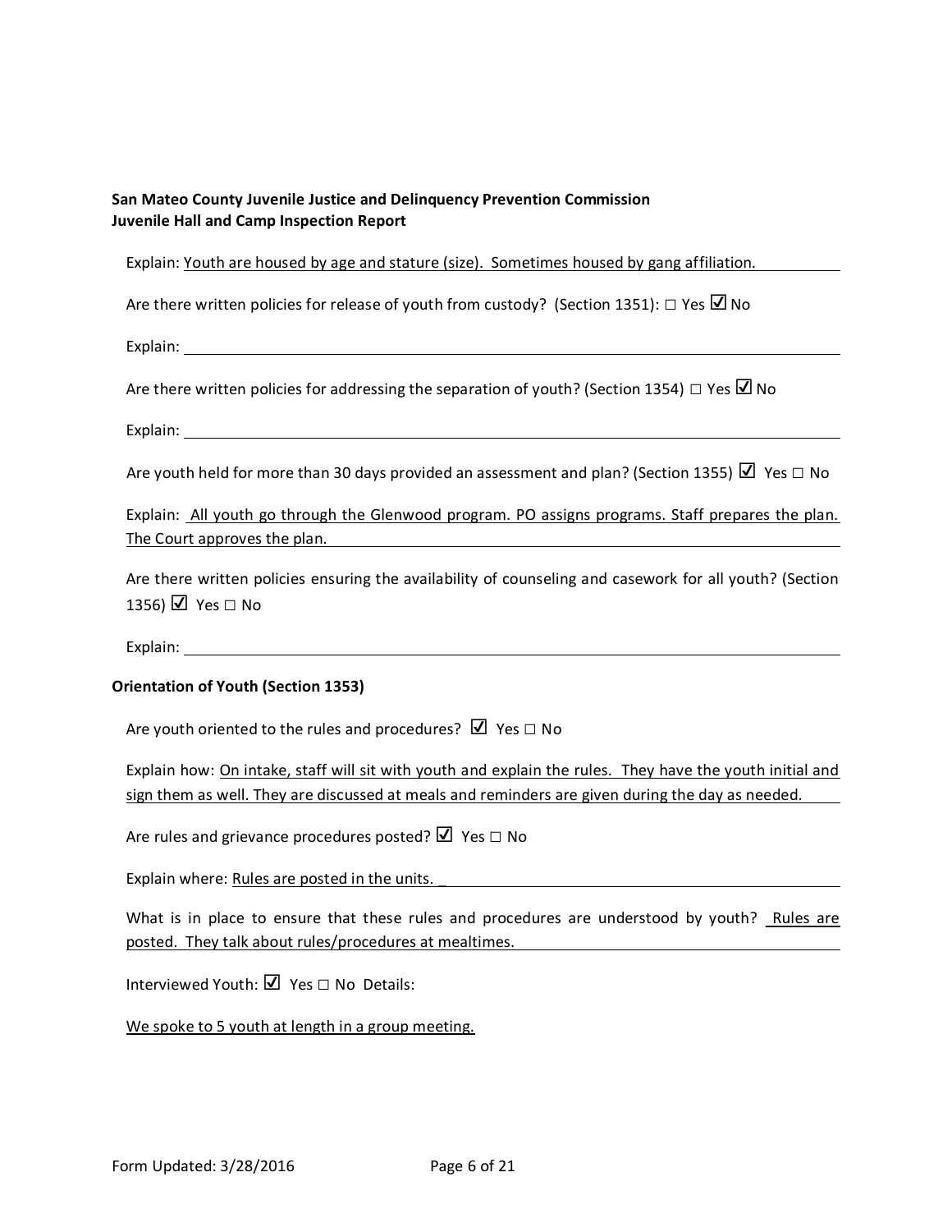**San Mateo County Juvenile Justice and Delinquency Prevention Commission**
**Juvenile Hall and Camp Inspection Report**

Explain: Youth are housed by age and stature (size). Sometimes housed by gang affiliation.

Are there written policies for release of youth from custody? (Section 1351): ☐ Yes ☑ No

Explain:

Are there written policies for addressing the separation of youth? (Section 1354) ☐ Yes ☑ No

Explain:

Are youth held for more than 30 days provided an assessment and plan? (Section 1355) ☑ Yes ☐ No

Explain: All youth go through the Glenwood program. PO assigns programs. Staff prepares the plan. The Court approves the plan.

Are there written policies ensuring the availability of counseling and casework for all youth? (Section 1356) ☑ Yes ☐ No

Explain:

**Orientation of Youth (Section 1353)**

Are youth oriented to the rules and procedures? ☑ Yes ☐ No

Explain how: On intake, staff will sit with youth and explain the rules. They have the youth initial and sign them as well. They are discussed at meals and reminders are given during the day as needed.

Are rules and grievance procedures posted? ☑ Yes ☐ No

Explain where: Rules are posted in the units. _

What is in place to ensure that these rules and procedures are understood by youth? Rules are posted. They talk about rules/procedures at mealtimes.

Interviewed Youth: ☑ Yes ☐ No Details:

We spoke to 5 youth at length in a group meeting.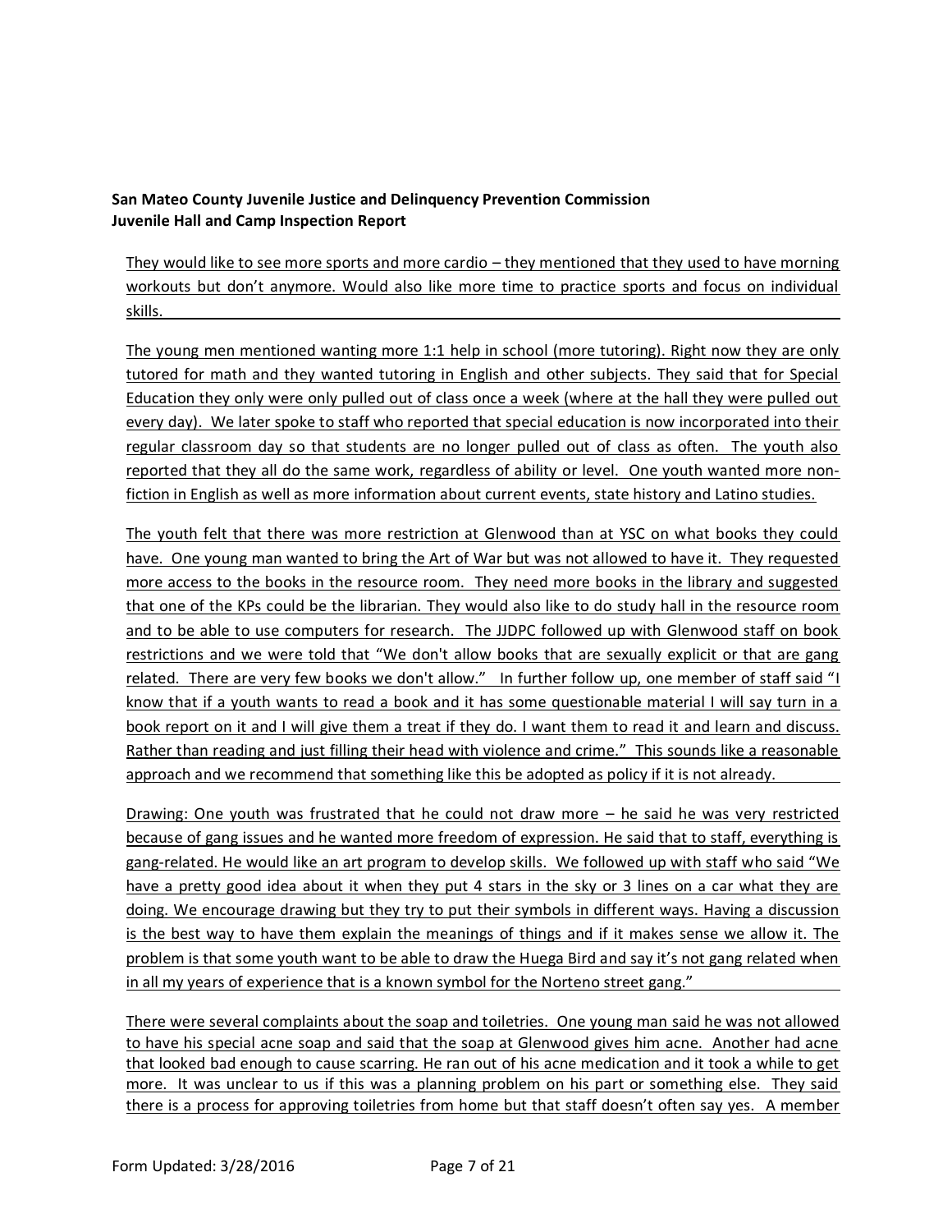**San Mateo County Juvenile Justice and Delinquency Prevention Commission**
**Juvenile Hall and Camp Inspection Report**

They would like to see more sports and more cardio – they mentioned that they used to have morning workouts but don't anymore. Would also like more time to practice sports and focus on individual skills.

The young men mentioned wanting more 1:1 help in school (more tutoring). Right now they are only tutored for math and they wanted tutoring in English and other subjects. They said that for Special Education they only were only pulled out of class once a week (where at the hall they were pulled out every day). We later spoke to staff who reported that special education is now incorporated into their regular classroom day so that students are no longer pulled out of class as often. The youth also reported that they all do the same work, regardless of ability or level. One youth wanted more non-fiction in English as well as more information about current events, state history and Latino studies.

The youth felt that there was more restriction at Glenwood than at YSC on what books they could have. One young man wanted to bring the Art of War but was not allowed to have it. They requested more access to the books in the resource room. They need more books in the library and suggested that one of the KPs could be the librarian. They would also like to do study hall in the resource room and to be able to use computers for research. The JJDPC followed up with Glenwood staff on book restrictions and we were told that "We don't allow books that are sexually explicit or that are gang related. There are very few books we don't allow." In further follow up, one member of staff said "I know that if a youth wants to read a book and it has some questionable material I will say turn in a book report on it and I will give them a treat if they do. I want them to read it and learn and discuss. Rather than reading and just filling their head with violence and crime." This sounds like a reasonable approach and we recommend that something like this be adopted as policy if it is not already.

Drawing: One youth was frustrated that he could not draw more – he said he was very restricted because of gang issues and he wanted more freedom of expression. He said that to staff, everything is gang-related. He would like an art program to develop skills. We followed up with staff who said "We have a pretty good idea about it when they put 4 stars in the sky or 3 lines on a car what they are doing. We encourage drawing but they try to put their symbols in different ways. Having a discussion is the best way to have them explain the meanings of things and if it makes sense we allow it. The problem is that some youth want to be able to draw the Huega Bird and say it's not gang related when in all my years of experience that is a known symbol for the Norteno street gang."

There were several complaints about the soap and toiletries. One young man said he was not allowed to have his special acne soap and said that the soap at Glenwood gives him acne. Another had acne that looked bad enough to cause scarring. He ran out of his acne medication and it took a while to get more. It was unclear to us if this was a planning problem on his part or something else. They said there is a process for approving toiletries from home but that staff doesn't often say yes. A member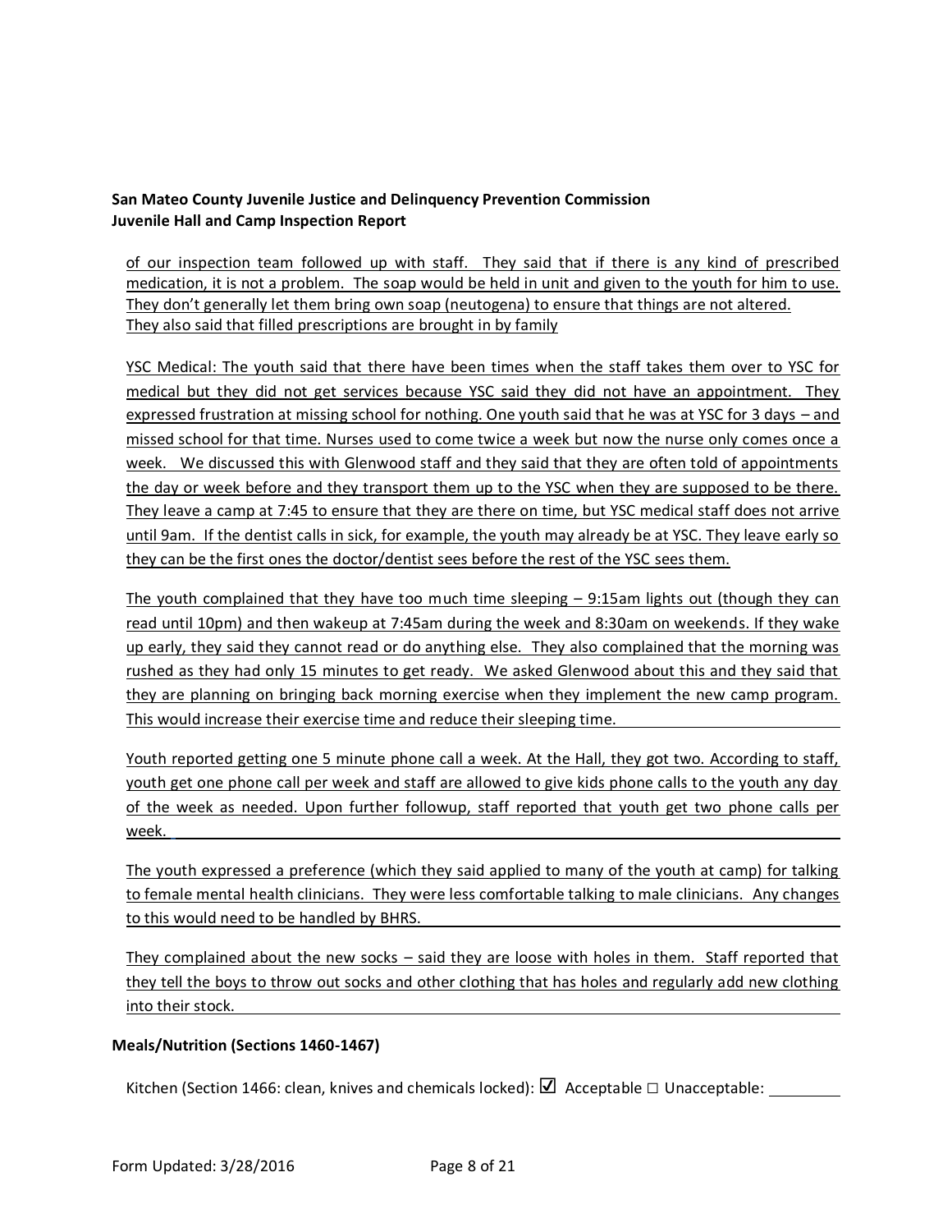of our inspection team followed up with staff. They said that if there is any kind of prescribed medication, it is not a problem. The soap would be held in unit and given to the youth for him to use. They don't generally let them bring own soap (neutogena) to ensure that things are not altered. They also said that filled prescriptions are brought in by family

YSC Medical: The youth said that there have been times when the staff takes them over to YSC for medical but they did not get services because YSC said they did not have an appointment. They expressed frustration at missing school for nothing. One youth said that he was at YSC for 3 days – and missed school for that time. Nurses used to come twice a week but now the nurse only comes once a week. We discussed this with Glenwood staff and they said that they are often told of appointments the day or week before and they transport them up to the YSC when they are supposed to be there. They leave a camp at 7:45 to ensure that they are there on time, but YSC medical staff does not arrive until 9am. If the dentist calls in sick, for example, the youth may already be at YSC. They leave early so they can be the first ones the doctor/dentist sees before the rest of the YSC sees them.

The youth complained that they have too much time sleeping – 9:15am lights out (though they can read until 10pm) and then wakeup at 7:45am during the week and 8:30am on weekends. If they wake up early, they said they cannot read or do anything else. They also complained that the morning was rushed as they had only 15 minutes to get ready. We asked Glenwood about this and they said that they are planning on bringing back morning exercise when they implement the new camp program. This would increase their exercise time and reduce their sleeping time.

Youth reported getting one 5 minute phone call a week. At the Hall, they got two. According to staff, youth get one phone call per week and staff are allowed to give kids phone calls to the youth any day of the week as needed. Upon further followup, staff reported that youth get two phone calls per week.

The youth expressed a preference (which they said applied to many of the youth at camp) for talking to female mental health clinicians. They were less comfortable talking to male clinicians. Any changes to this would need to be handled by BHRS.

They complained about the new socks – said they are loose with holes in them. Staff reported that they tell the boys to throw out socks and other clothing that has holes and regularly add new clothing into their stock.

**Meals/Nutrition (Sections 1460-1467)**

Kitchen (Section 1466: clean, knives and chemicals locked): ☑ Acceptable ☐ Unacceptable: ________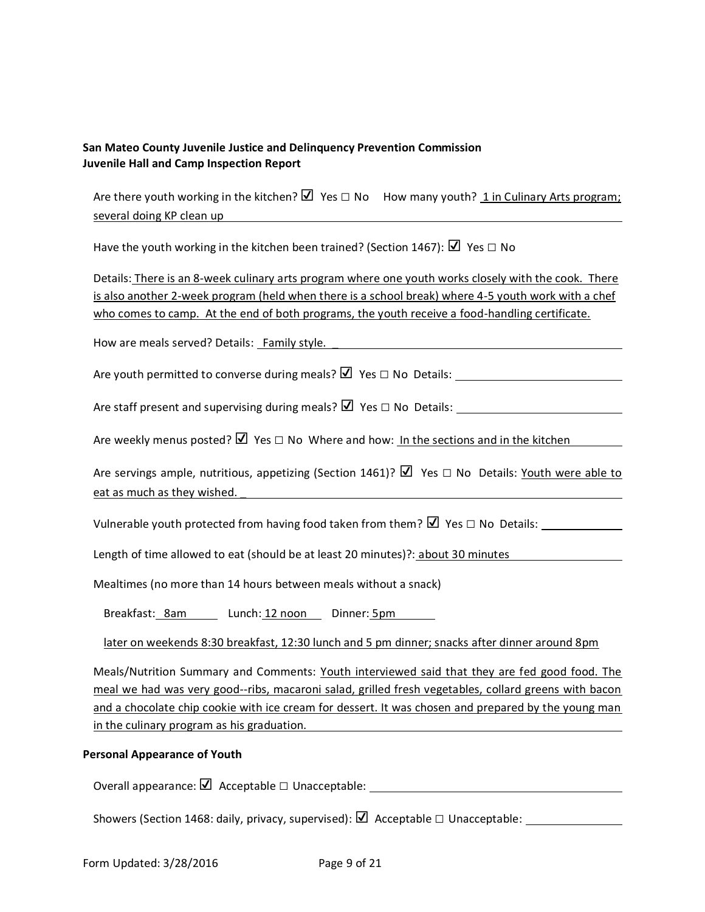**San Mateo County Juvenile Justice and Delinquency Prevention Commission**
**Juvenile Hall and Camp Inspection Report**

Are there youth working in the kitchen? ☑ Yes ☐ No How many youth? 1 in Culinary Arts program; several doing KP clean up

Have the youth working in the kitchen been trained? (Section 1467): ☑ Yes ☐ No

Details: There is an 8-week culinary arts program where one youth works closely with the cook. There is also another 2-week program (held when there is a school break) where 4-5 youth work with a chef who comes to camp. At the end of both programs, the youth receive a food-handling certificate.

How are meals served? Details: Family style.

Are youth permitted to converse during meals? ☑ Yes ☐ No Details:

Are staff present and supervising during meals? ☑ Yes ☐ No Details:

Are weekly menus posted? ☑ Yes ☐ No Where and how: In the sections and in the kitchen

Are servings ample, nutritious, appetizing (Section 1461)? ☑ Yes ☐ No Details: Youth were able to eat as much as they wished.

Vulnerable youth protected from having food taken from them? ☑ Yes ☐ No Details:

Length of time allowed to eat (should be at least 20 minutes)?: about 30 minutes

Mealtimes (no more than 14 hours between meals without a snack)

Breakfast: 8am Lunch: 12 noon Dinner: 5pm

later on weekends 8:30 breakfast, 12:30 lunch and 5 pm dinner; snacks after dinner around 8pm

Meals/Nutrition Summary and Comments: Youth interviewed said that they are fed good food. The meal we had was very good--ribs, macaroni salad, grilled fresh vegetables, collard greens with bacon and a chocolate chip cookie with ice cream for dessert. It was chosen and prepared by the young man in the culinary program as his graduation.

**Personal Appearance of Youth**

Overall appearance: ☑ Acceptable ☐ Unacceptable:

Showers (Section 1468: daily, privacy, supervised): ☑ Acceptable ☐ Unacceptable: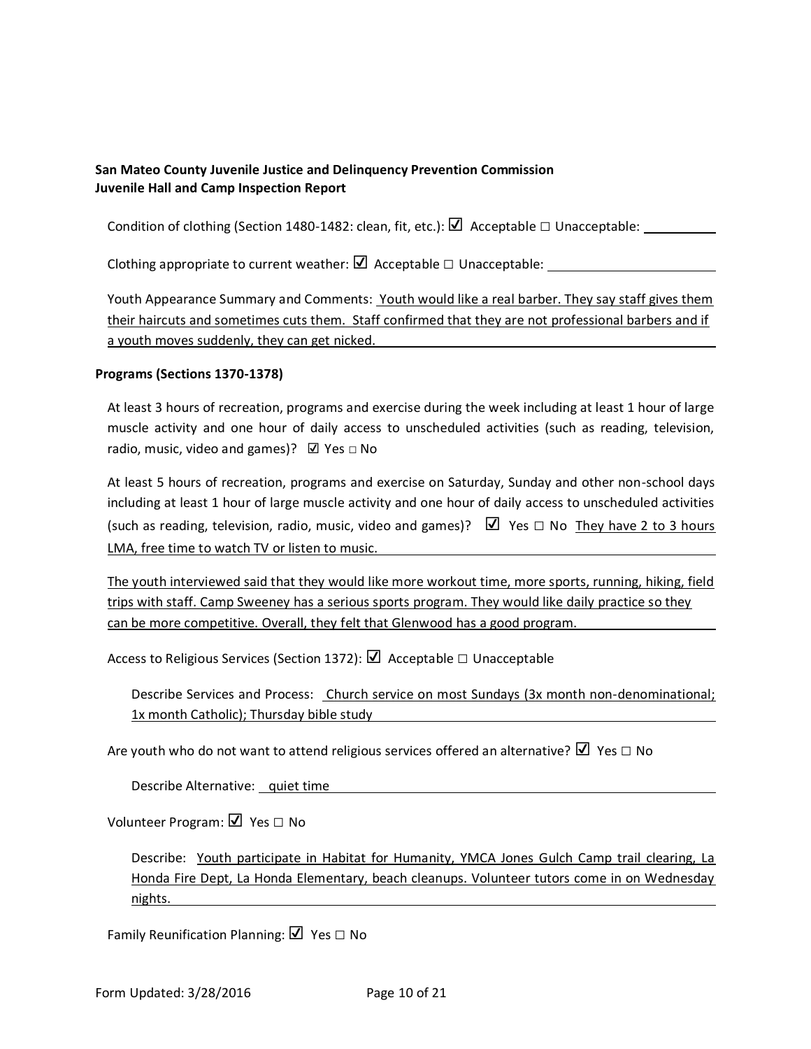**San Mateo County Juvenile Justice and Delinquency Prevention Commission**
**Juvenile Hall and Camp Inspection Report**

Condition of clothing (Section 1480-1482: clean, fit, etc.): ☑ Acceptable □ Unacceptable: ____________

Clothing appropriate to current weather: ☑ Acceptable □ Unacceptable: ____________

Youth Appearance Summary and Comments: Youth would like a real barber. They say staff gives them their haircuts and sometimes cuts them. Staff confirmed that they are not professional barbers and if a youth moves suddenly, they can get nicked.

**Programs (Sections 1370-1378)**

At least 3 hours of recreation, programs and exercise during the week including at least 1 hour of large muscle activity and one hour of daily access to unscheduled activities (such as reading, television, radio, music, video and games)? ☑ Yes □ No

At least 5 hours of recreation, programs and exercise on Saturday, Sunday and other non-school days including at least 1 hour of large muscle activity and one hour of daily access to unscheduled activities (such as reading, television, radio, music, video and games)? ☑ Yes □ No They have 2 to 3 hours LMA, free time to watch TV or listen to music.

The youth interviewed said that they would like more workout time, more sports, running, hiking, field trips with staff. Camp Sweeney has a serious sports program. They would like daily practice so they can be more competitive. Overall, they felt that Glenwood has a good program.

Access to Religious Services (Section 1372): ☑ Acceptable □ Unacceptable

Describe Services and Process: Church service on most Sundays (3x month non-denominational; 1x month Catholic); Thursday bible study

Are youth who do not want to attend religious services offered an alternative? ☑ Yes □ No

Describe Alternative: quiet time

Volunteer Program: ☑ Yes □ No

Describe: Youth participate in Habitat for Humanity, YMCA Jones Gulch Camp trail clearing, La Honda Fire Dept, La Honda Elementary, beach cleanups. Volunteer tutors come in on Wednesday nights.

Family Reunification Planning: ☑ Yes □ No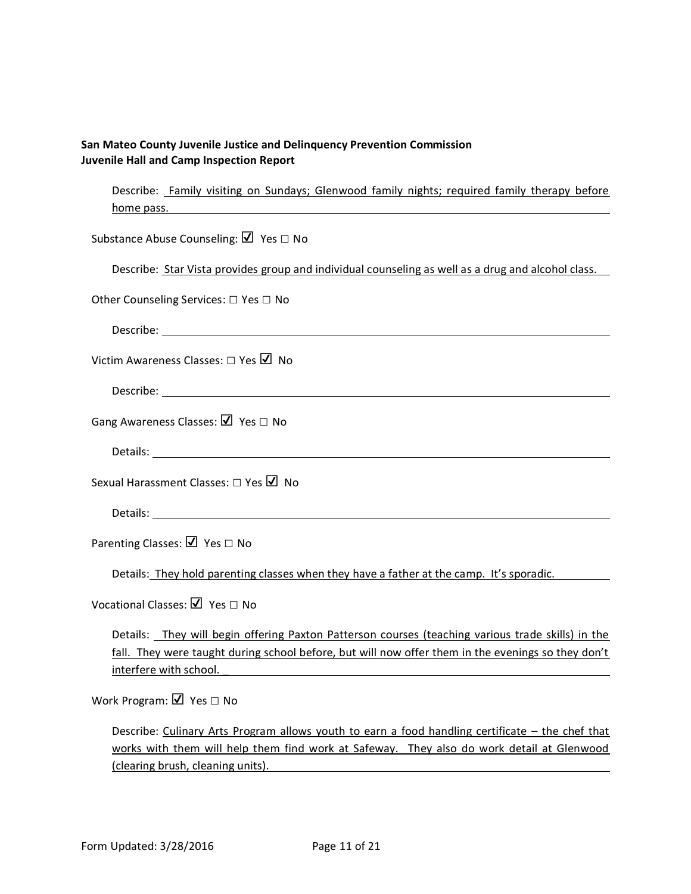**San Mateo County Juvenile Justice and Delinquency Prevention Commission**
**Juvenile Hall and Camp Inspection Report**

Describe: Family visiting on Sundays; Glenwood family nights; required family therapy before home pass.

Substance Abuse Counseling: ☑ Yes ☐ No

Describe: Star Vista provides group and individual counseling as well as a drug and alcohol class.

Other Counseling Services: ☐ Yes ☐ No

Describe:

Victim Awareness Classes: ☐ Yes ☑ No

Describe:

Gang Awareness Classes: ☑ Yes ☐ No

Details:

Sexual Harassment Classes: ☐ Yes ☑ No

Details:

Parenting Classes: ☑ Yes ☐ No

Details: They hold parenting classes when they have a father at the camp. It's sporadic.

Vocational Classes: ☑ Yes ☐ No

Details: They will begin offering Paxton Patterson courses (teaching various trade skills) in the fall. They were taught during school before, but will now offer them in the evenings so they don't interfere with school. _

Work Program: ☑ Yes ☐ No

Describe: Culinary Arts Program allows youth to earn a food handling certificate – the chef that works with them will help them find work at Safeway. They also do work detail at Glenwood (clearing brush, cleaning units).

Form Updated: 3/28/2016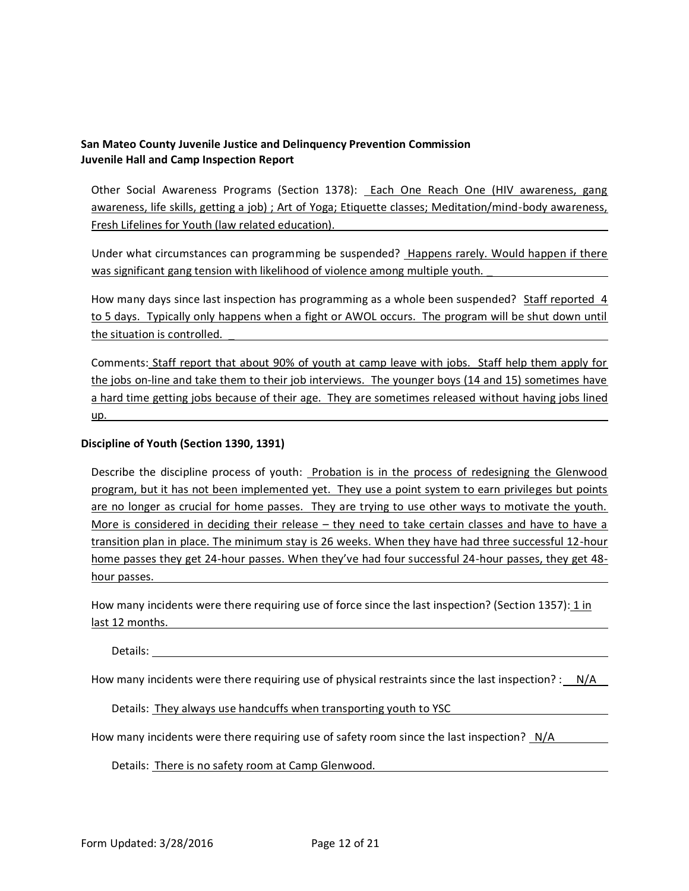**San Mateo County Juvenile Justice and Delinquency Prevention Commission**
**Juvenile Hall and Camp Inspection Report**

Other Social Awareness Programs (Section 1378): Each One Reach One (HIV awareness, gang awareness, life skills, getting a job) ; Art of Yoga; Etiquette classes; Meditation/mind-body awareness, Fresh Lifelines for Youth (law related education).

Under what circumstances can programming be suspended? Happens rarely. Would happen if there was significant gang tension with likelihood of violence among multiple youth.

How many days since last inspection has programming as a whole been suspended? Staff reported 4 to 5 days. Typically only happens when a fight or AWOL occurs. The program will be shut down until the situation is controlled.

Comments: Staff report that about 90% of youth at camp leave with jobs. Staff help them apply for the jobs on-line and take them to their job interviews. The younger boys (14 and 15) sometimes have a hard time getting jobs because of their age. They are sometimes released without having jobs lined up.

**Discipline of Youth (Section 1390, 1391)**

Describe the discipline process of youth: Probation is in the process of redesigning the Glenwood program, but it has not been implemented yet. They use a point system to earn privileges but points are no longer as crucial for home passes. They are trying to use other ways to motivate the youth. More is considered in deciding their release – they need to take certain classes and have to have a transition plan in place. The minimum stay is 26 weeks. When they have had three successful 12-hour home passes they get 24-hour passes. When they've had four successful 24-hour passes, they get 48-hour passes.

How many incidents were there requiring use of force since the last inspection? (Section 1357): 1 in last 12 months.

Details:

How many incidents were there requiring use of physical restraints since the last inspection? : N/A

Details: They always use handcuffs when transporting youth to YSC

How many incidents were there requiring use of safety room since the last inspection? N/A

Details: There is no safety room at Camp Glenwood.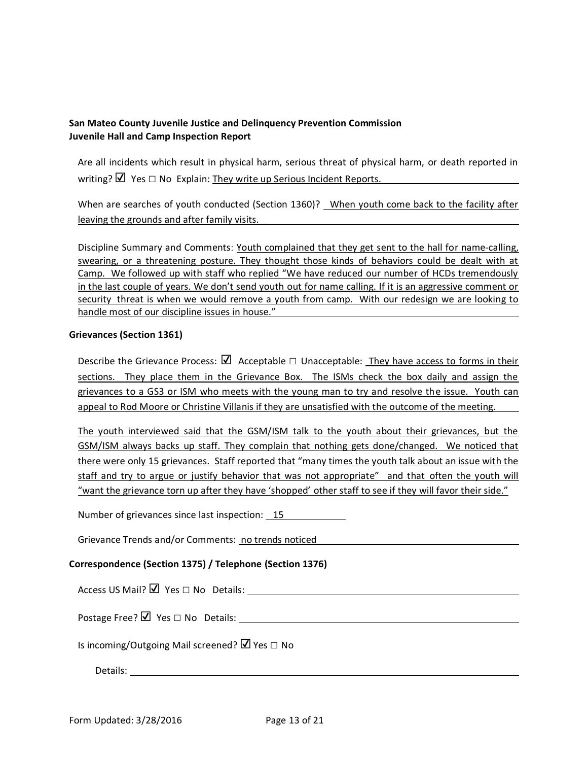**San Mateo County Juvenile Justice and Delinquency Prevention Commission**
**Juvenile Hall and Camp Inspection Report**

Are all incidents which result in physical harm, serious threat of physical harm, or death reported in writing? ☑ Yes ☐ No Explain: They write up Serious Incident Reports.

When are searches of youth conducted (Section 1360)? When youth come back to the facility after leaving the grounds and after family visits. _

Discipline Summary and Comments: Youth complained that they get sent to the hall for name-calling, swearing, or a threatening posture. They thought those kinds of behaviors could be dealt with at Camp. We followed up with staff who replied "We have reduced our number of HCDs tremendously in the last couple of years. We don't send youth out for name calling. If it is an aggressive comment or security threat is when we would remove a youth from camp. With our redesign we are looking to handle most of our discipline issues in house."

**Grievances (Section 1361)**

Describe the Grievance Process: ☑ Acceptable ☐ Unacceptable: They have access to forms in their sections. They place them in the Grievance Box. The ISMs check the box daily and assign the grievances to a GS3 or ISM who meets with the young man to try and resolve the issue. Youth can appeal to Rod Moore or Christine Villanis if they are unsatisfied with the outcome of the meeting.

The youth interviewed said that the GSM/ISM talk to the youth about their grievances, but the GSM/ISM always backs up staff. They complain that nothing gets done/changed. We noticed that there were only 15 grievances. Staff reported that "many times the youth talk about an issue with the staff and try to argue or justify behavior that was not appropriate" and that often the youth will "want the grievance torn up after they have 'shopped' other staff to see if they will favor their side."

Number of grievances since last inspection: 15

Grievance Trends and/or Comments: no trends noticed

**Correspondence (Section 1375) / Telephone (Section 1376)**

Access US Mail? ☑ Yes ☐ No Details:

Postage Free? ☑ Yes ☐ No Details:

Is incoming/Outgoing Mail screened? ☑ Yes ☐ No

Details: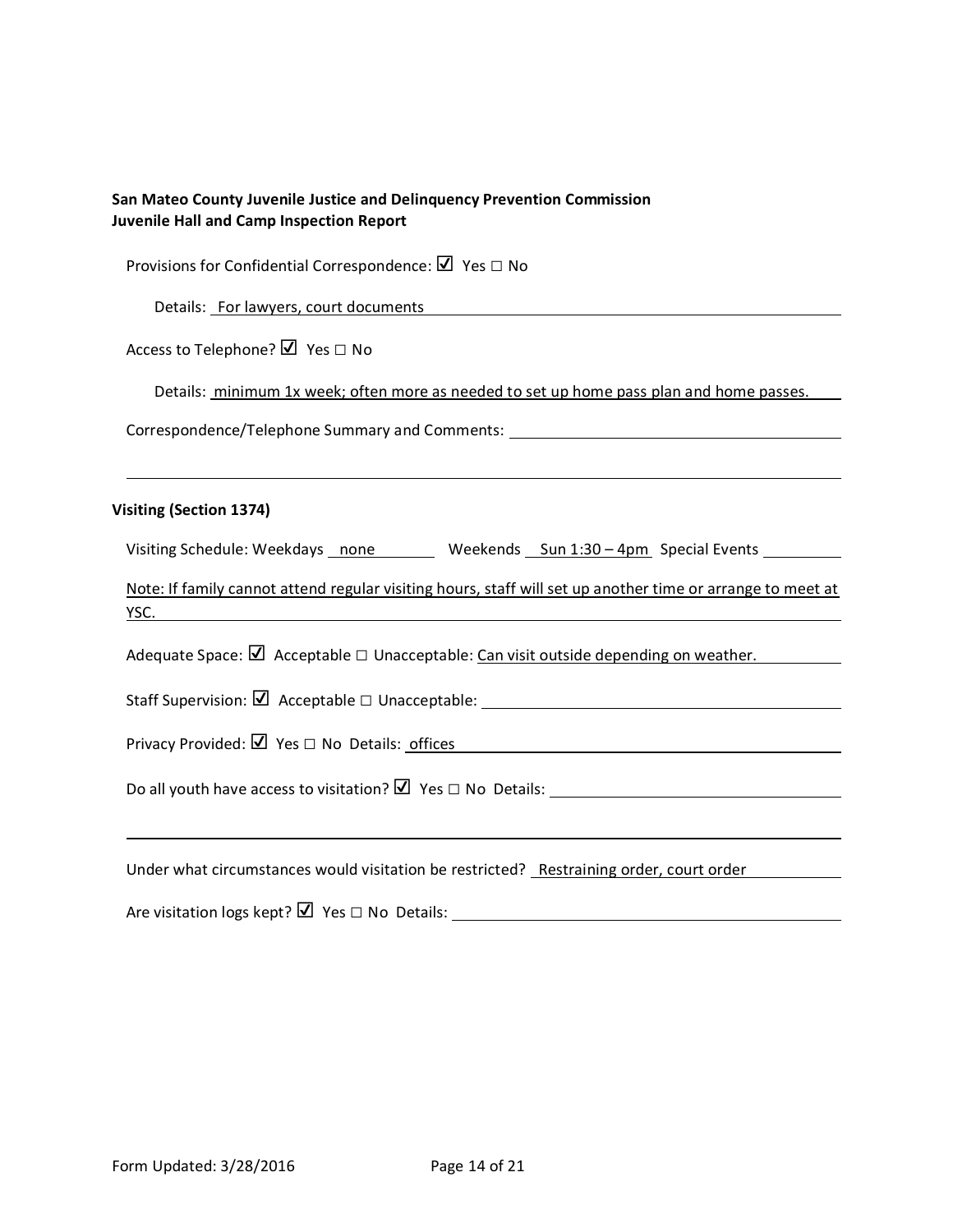**San Mateo County Juvenile Justice and Delinquency Prevention Commission**
**Juvenile Hall and Camp Inspection Report**

Provisions for Confidential Correspondence: ☑ Yes ☐ No

Details: For lawyers, court documents

Access to Telephone? ☑ Yes ☐ No

Details: minimum 1x week; often more as needed to set up home pass plan and home passes.

Correspondence/Telephone Summary and Comments:

**Visiting (Section 1374)**

Visiting Schedule: Weekdays none Weekends Sun 1:30 – 4pm Special Events

Note: If family cannot attend regular visiting hours, staff will set up another time or arrange to meet at YSC.

Adequate Space: ☑ Acceptable ☐ Unacceptable: Can visit outside depending on weather.

Staff Supervision: ☑ Acceptable ☐ Unacceptable:

Privacy Provided: ☑ Yes ☐ No Details: offices

Do all youth have access to visitation? ☑ Yes ☐ No Details:

Under what circumstances would visitation be restricted? Restraining order, court order

Are visitation logs kept? ☑ Yes ☐ No Details: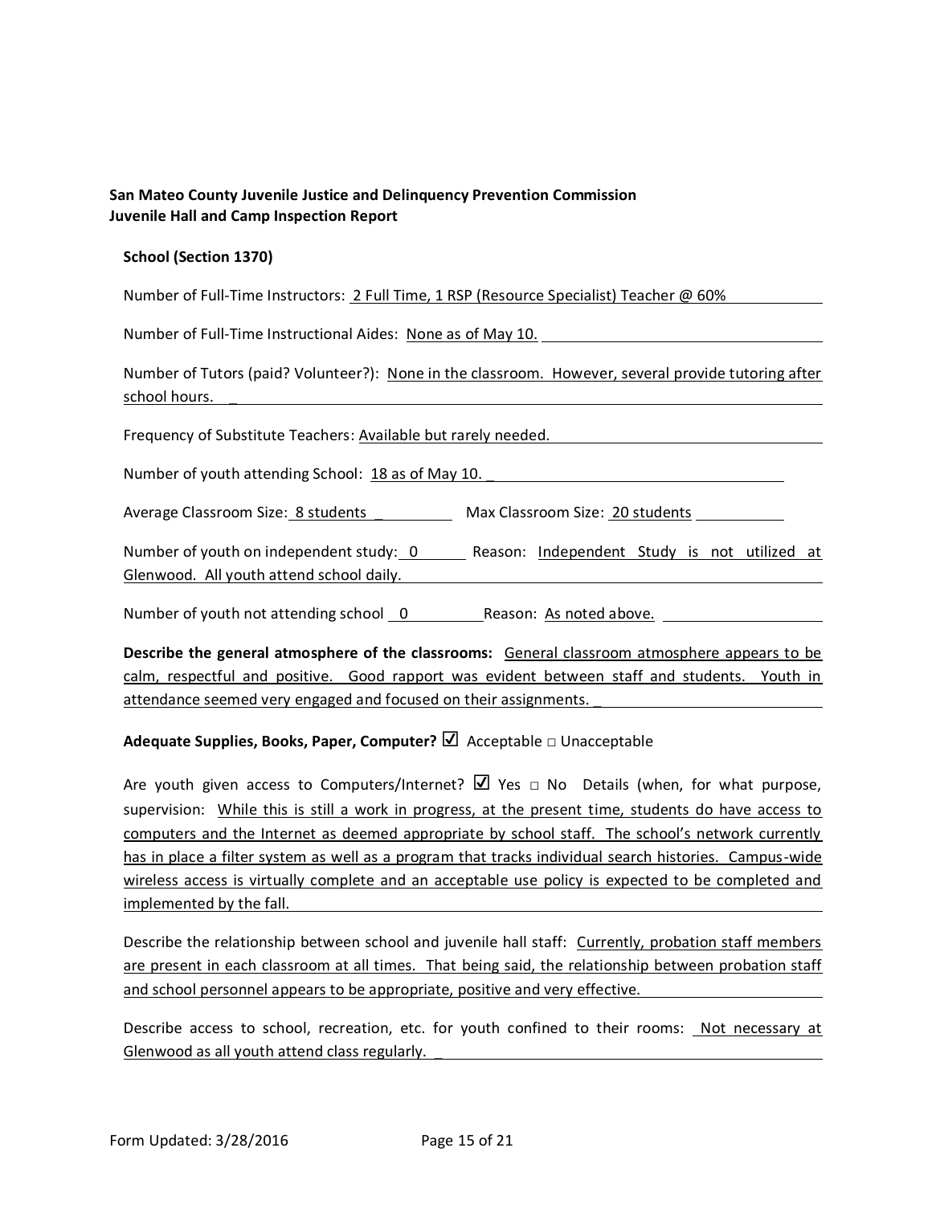**San Mateo County Juvenile Justice and Delinquency Prevention Commission**
**Juvenile Hall and Camp Inspection Report**

**School (Section 1370)**

Number of Full-Time Instructors: 2 Full Time, 1 RSP (Resource Specialist) Teacher @ 60%

Number of Full-Time Instructional Aides: None as of May 10.

Number of Tutors (paid? Volunteer?): None in the classroom. However, several provide tutoring after school hours.

Frequency of Substitute Teachers: Available but rarely needed.

Number of youth attending School: 18 as of May 10.

Average Classroom Size: 8 students  Max Classroom Size: 20 students

Number of youth on independent study: 0  Reason: Independent Study is not utilized at Glenwood. All youth attend school daily.

Number of youth not attending school 0  Reason: As noted above.

**Describe the general atmosphere of the classrooms:** General classroom atmosphere appears to be calm, respectful and positive. Good rapport was evident between staff and students. Youth in attendance seemed very engaged and focused on their assignments.

**Adequate Supplies, Books, Paper, Computer?** ☑ Acceptable □ Unacceptable

Are youth given access to Computers/Internet? ☑ Yes □ No Details (when, for what purpose, supervision: While this is still a work in progress, at the present time, students do have access to computers and the Internet as deemed appropriate by school staff. The school's network currently has in place a filter system as well as a program that tracks individual search histories. Campus-wide wireless access is virtually complete and an acceptable use policy is expected to be completed and implemented by the fall.

Describe the relationship between school and juvenile hall staff: Currently, probation staff members are present in each classroom at all times. That being said, the relationship between probation staff and school personnel appears to be appropriate, positive and very effective.

Describe access to school, recreation, etc. for youth confined to their rooms: Not necessary at Glenwood as all youth attend class regularly.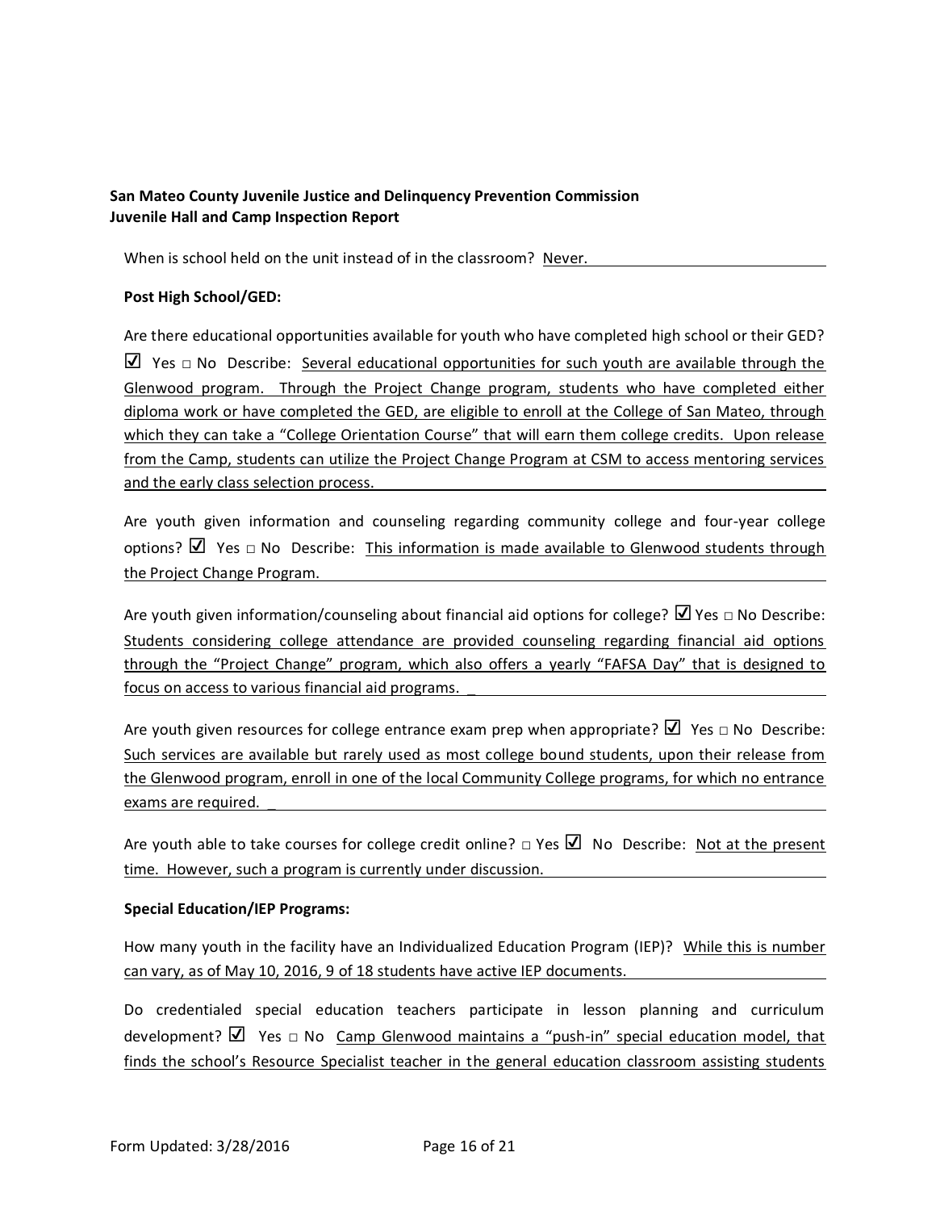When is school held on the unit instead of in the classroom? Never.

**Post High School/GED:**

Are there educational opportunities available for youth who have completed high school or their GED? ☑ Yes □ No Describe: Several educational opportunities for such youth are available through the Glenwood program. Through the Project Change program, students who have completed either diploma work or have completed the GED, are eligible to enroll at the College of San Mateo, through which they can take a "College Orientation Course" that will earn them college credits. Upon release from the Camp, students can utilize the Project Change Program at CSM to access mentoring services and the early class selection process.

Are youth given information and counseling regarding community college and four-year college options? ☑ Yes □ No Describe: This information is made available to Glenwood students through the Project Change Program.

Are youth given information/counseling about financial aid options for college? ☑ Yes □ No Describe: Students considering college attendance are provided counseling regarding financial aid options through the "Project Change" program, which also offers a yearly "FAFSA Day" that is designed to focus on access to various financial aid programs. _

Are youth given resources for college entrance exam prep when appropriate? ☑ Yes □ No Describe: Such services are available but rarely used as most college bound students, upon their release from the Glenwood program, enroll in one of the local Community College programs, for which no entrance exams are required. _

Are youth able to take courses for college credit online? □ Yes ☑ No Describe: Not at the present time. However, such a program is currently under discussion.

**Special Education/IEP Programs:**

How many youth in the facility have an Individualized Education Program (IEP)? While this is number can vary, as of May 10, 2016, 9 of 18 students have active IEP documents.

Do credentialed special education teachers participate in lesson planning and curriculum development? ☑ Yes □ No Camp Glenwood maintains a "push-in" special education model, that finds the school's Resource Specialist teacher in the general education classroom assisting students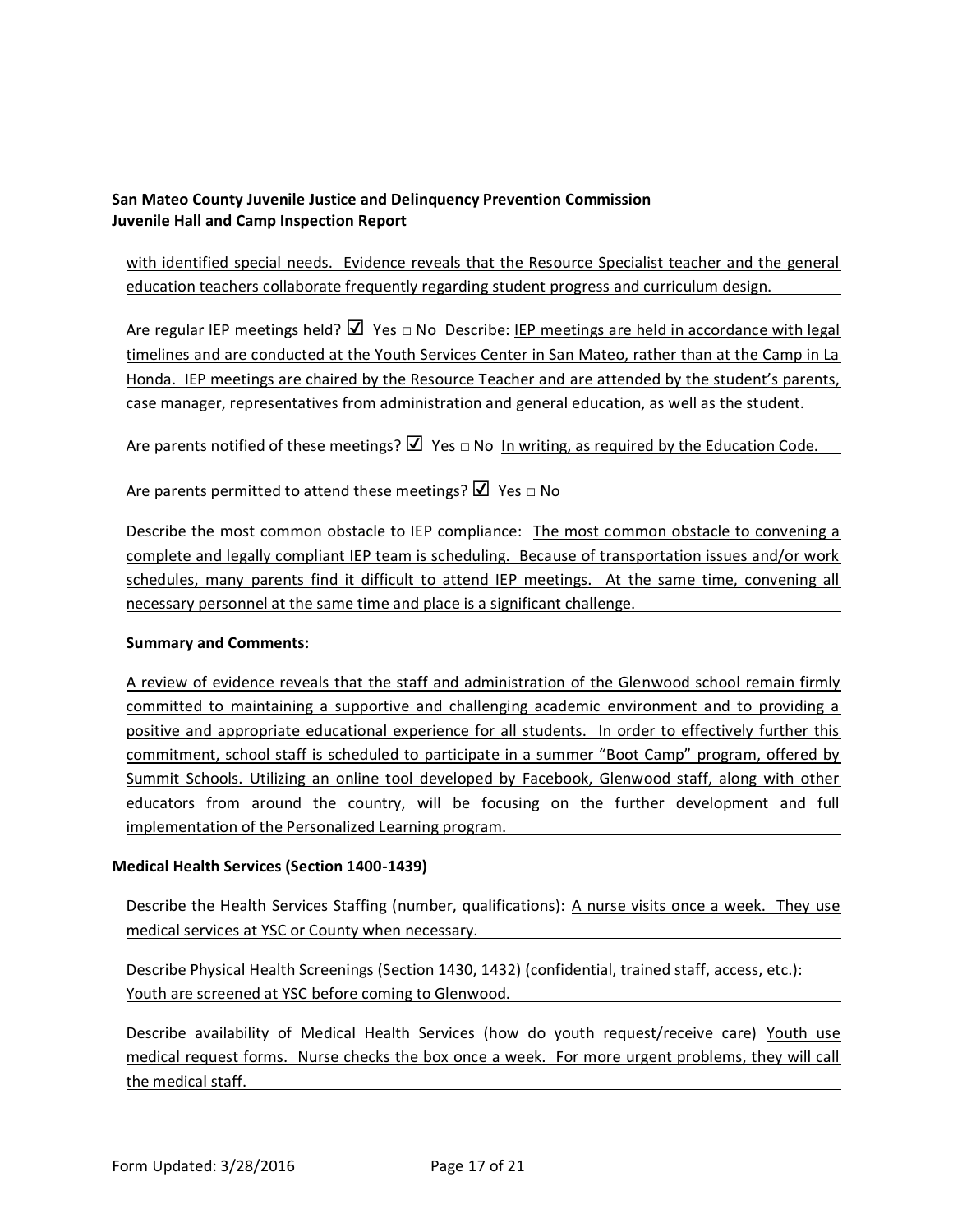with identified special needs. Evidence reveals that the Resource Specialist teacher and the general education teachers collaborate frequently regarding student progress and curriculum design.

Are regular IEP meetings held? ☑ Yes □ No Describe: IEP meetings are held in accordance with legal timelines and are conducted at the Youth Services Center in San Mateo, rather than at the Camp in La Honda. IEP meetings are chaired by the Resource Teacher and are attended by the student's parents, case manager, representatives from administration and general education, as well as the student.

Are parents notified of these meetings? ☑ Yes □ No In writing, as required by the Education Code.

Are parents permitted to attend these meetings? ☑ Yes □ No

Describe the most common obstacle to IEP compliance: The most common obstacle to convening a complete and legally compliant IEP team is scheduling. Because of transportation issues and/or work schedules, many parents find it difficult to attend IEP meetings. At the same time, convening all necessary personnel at the same time and place is a significant challenge.

**Summary and Comments:**

A review of evidence reveals that the staff and administration of the Glenwood school remain firmly committed to maintaining a supportive and challenging academic environment and to providing a positive and appropriate educational experience for all students. In order to effectively further this commitment, school staff is scheduled to participate in a summer "Boot Camp" program, offered by Summit Schools. Utilizing an online tool developed by Facebook, Glenwood staff, along with other educators from around the country, will be focusing on the further development and full implementation of the Personalized Learning program. _

**Medical Health Services (Section 1400-1439)**

Describe the Health Services Staffing (number, qualifications): A nurse visits once a week. They use medical services at YSC or County when necessary.

Describe Physical Health Screenings (Section 1430, 1432) (confidential, trained staff, access, etc.): Youth are screened at YSC before coming to Glenwood.

Describe availability of Medical Health Services (how do youth request/receive care) Youth use medical request forms. Nurse checks the box once a week. For more urgent problems, they will call the medical staff.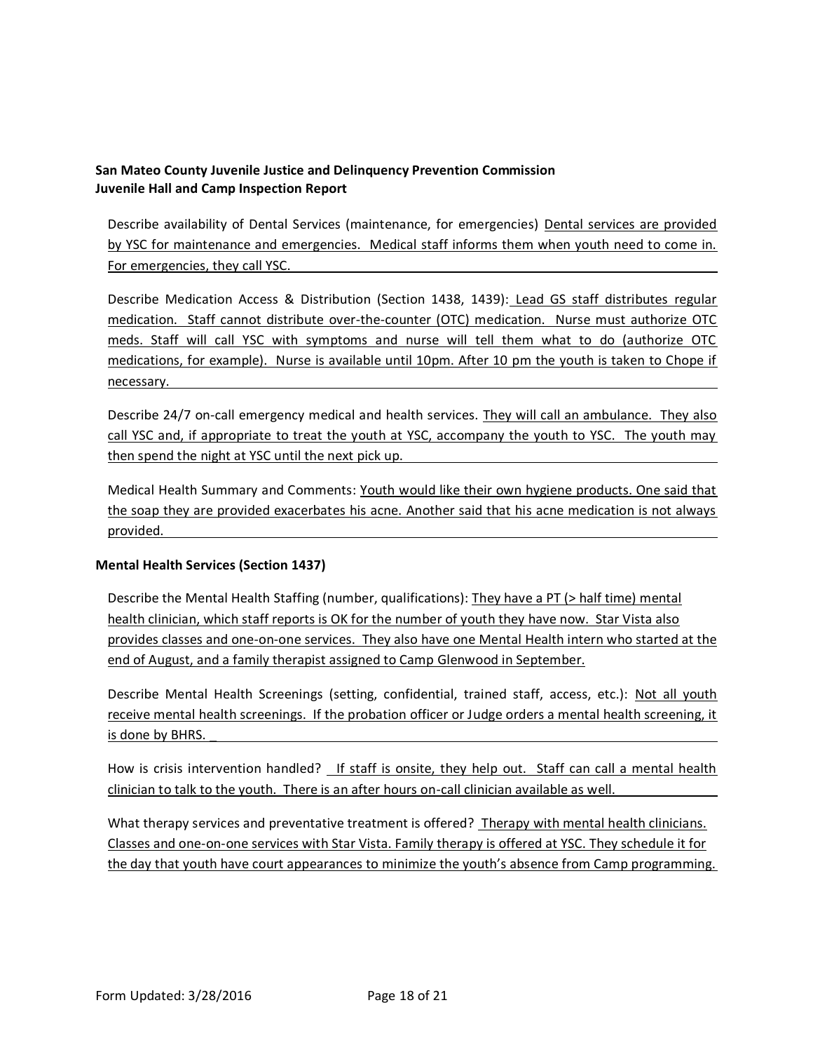**San Mateo County Juvenile Justice and Delinquency Prevention Commission**
**Juvenile Hall and Camp Inspection Report**

Describe availability of Dental Services (maintenance, for emergencies) Dental services are provided by YSC for maintenance and emergencies. Medical staff informs them when youth need to come in. For emergencies, they call YSC.

Describe Medication Access & Distribution (Section 1438, 1439): Lead GS staff distributes regular medication. Staff cannot distribute over-the-counter (OTC) medication. Nurse must authorize OTC meds. Staff will call YSC with symptoms and nurse will tell them what to do (authorize OTC medications, for example). Nurse is available until 10pm. After 10 pm the youth is taken to Chope if necessary.

Describe 24/7 on-call emergency medical and health services. They will call an ambulance. They also call YSC and, if appropriate to treat the youth at YSC, accompany the youth to YSC. The youth may then spend the night at YSC until the next pick up.

Medical Health Summary and Comments: Youth would like their own hygiene products. One said that the soap they are provided exacerbates his acne. Another said that his acne medication is not always provided.

**Mental Health Services (Section 1437)**

Describe the Mental Health Staffing (number, qualifications): They have a PT (> half time) mental health clinician, which staff reports is OK for the number of youth they have now. Star Vista also provides classes and one-on-one services. They also have one Mental Health intern who started at the end of August, and a family therapist assigned to Camp Glenwood in September.

Describe Mental Health Screenings (setting, confidential, trained staff, access, etc.): Not all youth receive mental health screenings. If the probation officer or Judge orders a mental health screening, it is done by BHRS. _

How is crisis intervention handled? If staff is onsite, they help out. Staff can call a mental health clinician to talk to the youth. There is an after hours on-call clinician available as well.

What therapy services and preventative treatment is offered? Therapy with mental health clinicians. Classes and one-on-one services with Star Vista. Family therapy is offered at YSC. They schedule it for the day that youth have court appearances to minimize the youth's absence from Camp programming.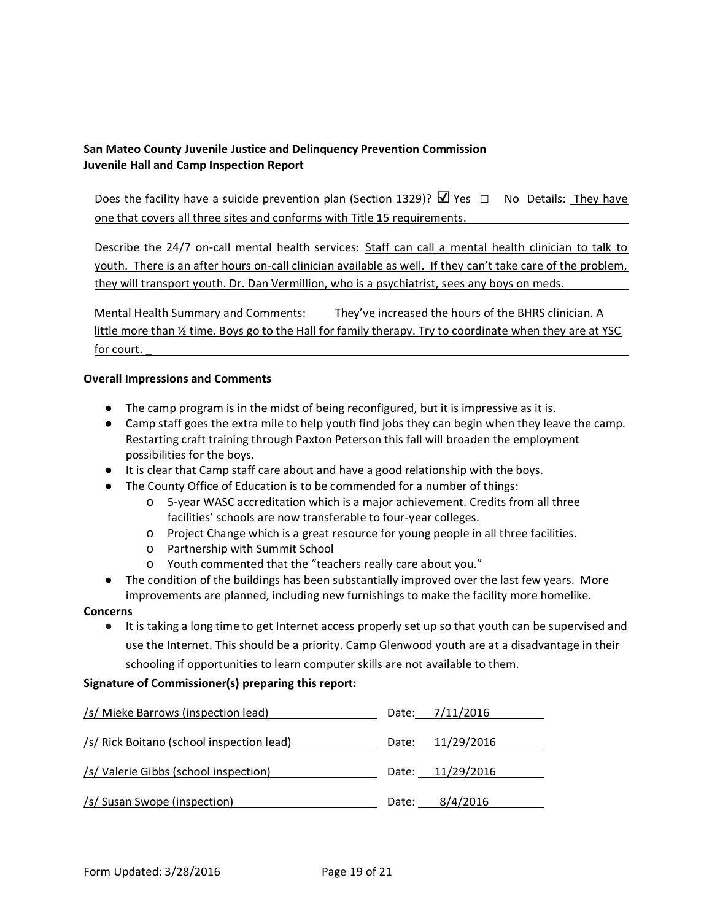**San Mateo County Juvenile Justice and Delinquency Prevention Commission**
**Juvenile Hall and Camp Inspection Report**

Does the facility have a suicide prevention plan (Section 1329)? ☑ Yes ☐ No Details: They have one that covers all three sites and conforms with Title 15 requirements.

Describe the 24/7 on-call mental health services: Staff can call a mental health clinician to talk to youth. There is an after hours on-call clinician available as well. If they can't take care of the problem, they will transport youth. Dr. Dan Vermillion, who is a psychiatrist, sees any boys on meds.

Mental Health Summary and Comments: They've increased the hours of the BHRS clinician. A little more than ½ time. Boys go to the Hall for family therapy. Try to coordinate when they are at YSC for court. _

**Overall Impressions and Comments**

- The camp program is in the midst of being reconfigured, but it is impressive as it is.
- Camp staff goes the extra mile to help youth find jobs they can begin when they leave the camp. Restarting craft training through Paxton Peterson this fall will broaden the employment possibilities for the boys.
- It is clear that Camp staff care about and have a good relationship with the boys.
- The County Office of Education is to be commended for a number of things:
  - 5-year WASC accreditation which is a major achievement. Credits from all three facilities' schools are now transferable to four-year colleges.
  - Project Change which is a great resource for young people in all three facilities.
  - Partnership with Summit School
  - Youth commented that the "teachers really care about you."
- The condition of the buildings has been substantially improved over the last few years. More improvements are planned, including new furnishings to make the facility more homelike.

**Concerns**

- It is taking a long time to get Internet access properly set up so that youth can be supervised and use the Internet. This should be a priority. Camp Glenwood youth are at a disadvantage in their schooling if opportunities to learn computer skills are not available to them.

**Signature of Commissioner(s) preparing this report:**

/s/ Mieke Barrows (inspection lead) Date: 7/11/2016

/s/ Rick Boitano (school inspection lead) Date: 11/29/2016

/s/ Valerie Gibbs (school inspection) Date: 11/29/2016

/s/ Susan Swope (inspection) Date: 8/4/2016

Form Updated: 3/28/2016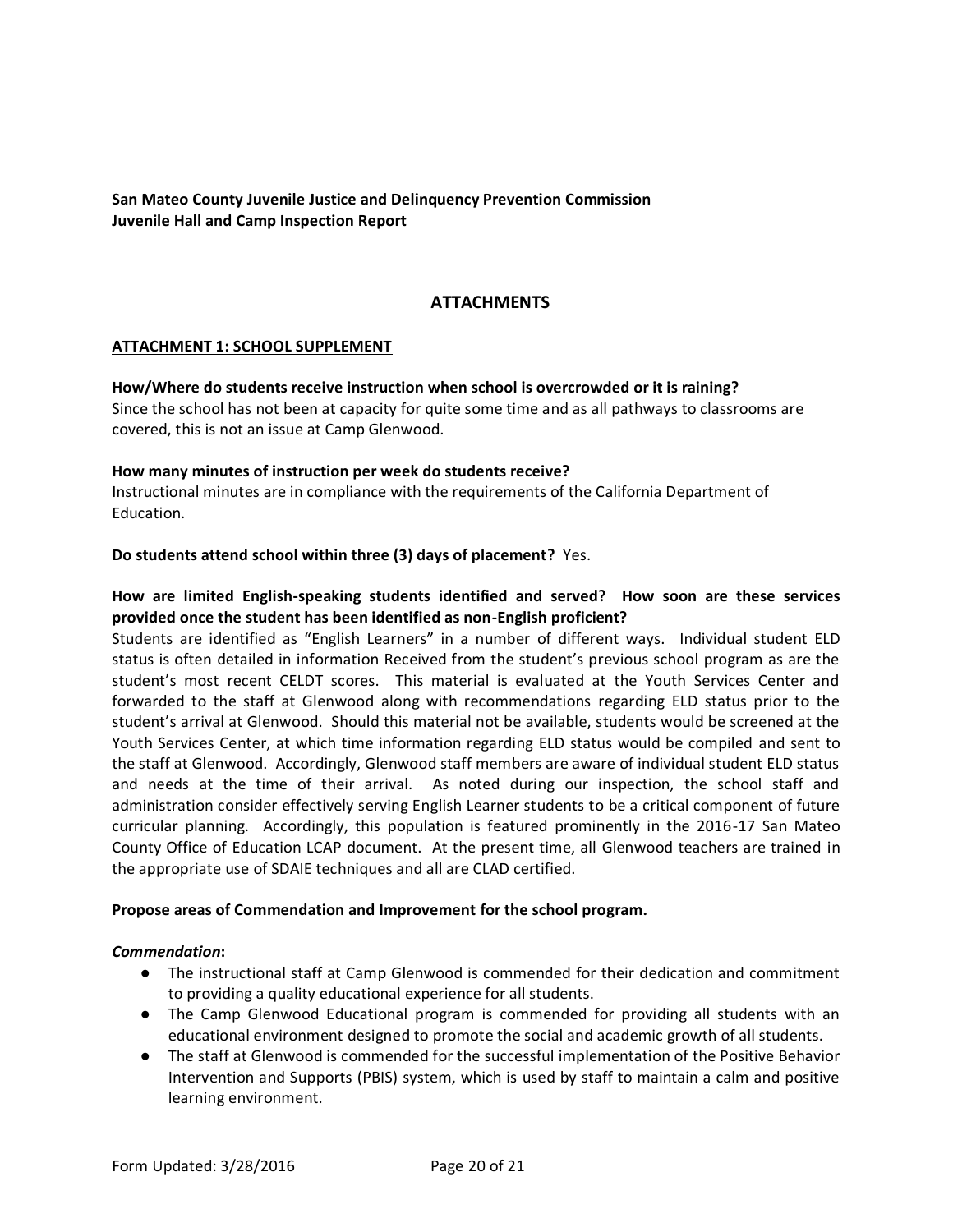**San Mateo County Juvenile Justice and Delinquency Prevention Commission**
**Juvenile Hall and Camp Inspection Report**

## ATTACHMENTS

### ATTACHMENT 1: SCHOOL SUPPLEMENT

**How/Where do students receive instruction when school is overcrowded or it is raining?**
Since the school has not been at capacity for quite some time and as all pathways to classrooms are covered, this is not an issue at Camp Glenwood.

**How many minutes of instruction per week do students receive?**
Instructional minutes are in compliance with the requirements of the California Department of Education.

**Do students attend school within three (3) days of placement?** Yes.

**How are limited English-speaking students identified and served? How soon are these services provided once the student has been identified as non-English proficient?**
Students are identified as "English Learners" in a number of different ways. Individual student ELD status is often detailed in information Received from the student's previous school program as are the student's most recent CELDT scores. This material is evaluated at the Youth Services Center and forwarded to the staff at Glenwood along with recommendations regarding ELD status prior to the student's arrival at Glenwood. Should this material not be available, students would be screened at the Youth Services Center, at which time information regarding ELD status would be compiled and sent to the staff at Glenwood. Accordingly, Glenwood staff members are aware of individual student ELD status and needs at the time of their arrival. As noted during our inspection, the school staff and administration consider effectively serving English Learner students to be a critical component of future curricular planning. Accordingly, this population is featured prominently in the 2016-17 San Mateo County Office of Education LCAP document. At the present time, all Glenwood teachers are trained in the appropriate use of SDAIE techniques and all are CLAD certified.

**Propose areas of Commendation and Improvement for the school program.**

***Commendation*:**

- The instructional staff at Camp Glenwood is commended for their dedication and commitment to providing a quality educational experience for all students.
- The Camp Glenwood Educational program is commended for providing all students with an educational environment designed to promote the social and academic growth of all students.
- The staff at Glenwood is commended for the successful implementation of the Positive Behavior Intervention and Supports (PBIS) system, which is used by staff to maintain a calm and positive learning environment.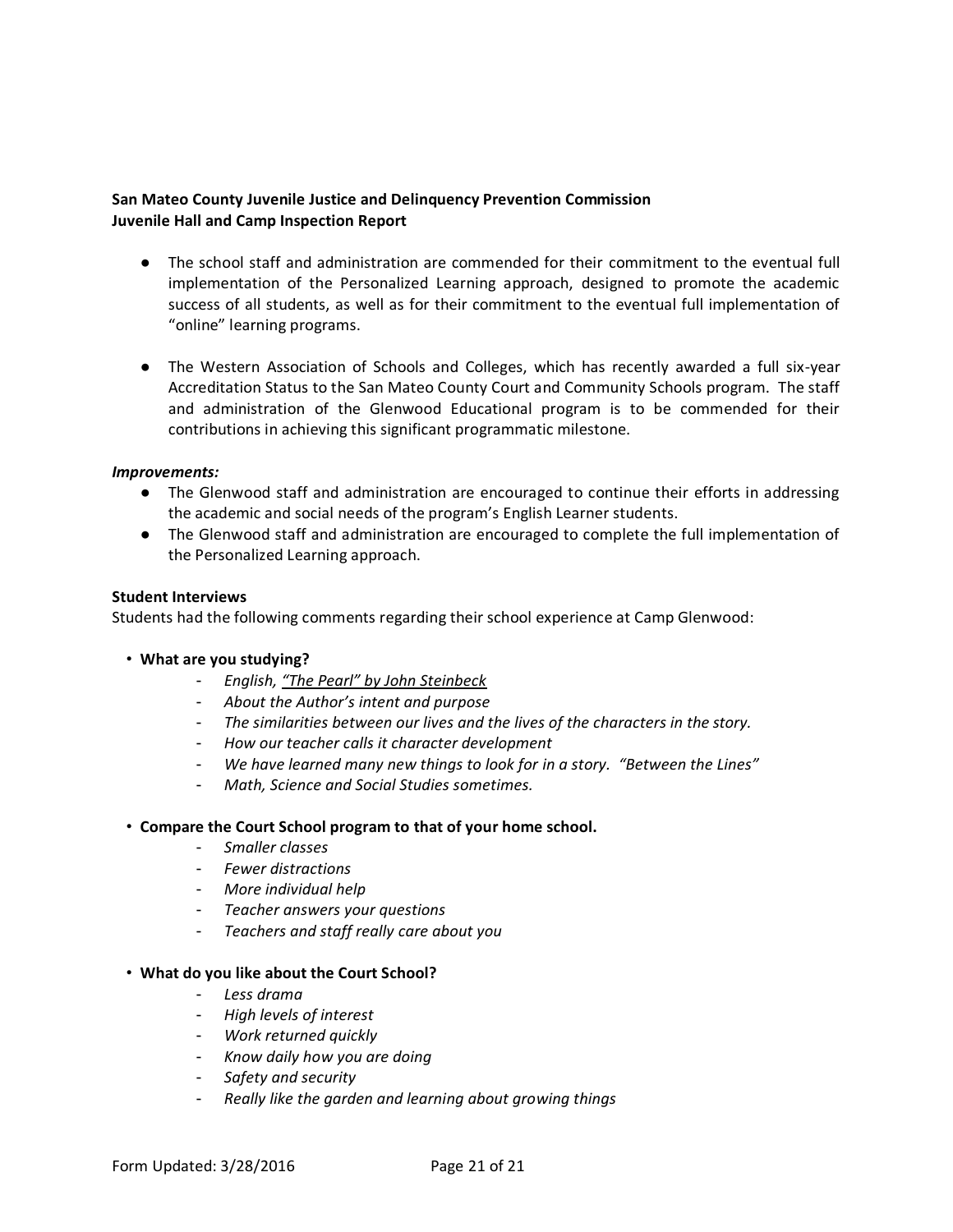**San Mateo County Juvenile Justice and Delinquency Prevention Commission**
**Juvenile Hall and Camp Inspection Report**

- The school staff and administration are commended for their commitment to the eventual full implementation of the Personalized Learning approach, designed to promote the academic success of all students, as well as for their commitment to the eventual full implementation of "online" learning programs.

- The Western Association of Schools and Colleges, which has recently awarded a full six-year Accreditation Status to the San Mateo County Court and Community Schools program. The staff and administration of the Glenwood Educational program is to be commended for their contributions in achieving this significant programmatic milestone.

***Improvements:***

- The Glenwood staff and administration are encouraged to continue their efforts in addressing the academic and social needs of the program's English Learner students.
- The Glenwood staff and administration are encouraged to complete the full implementation of the Personalized Learning approach.

**Student Interviews**

Students had the following comments regarding their school experience at Camp Glenwood:

- **What are you studying?**
  - *English, <u>"The Pearl" by John Steinbeck</u>*
  - *About the Author's intent and purpose*
  - *The similarities between our lives and the lives of the characters in the story.*
  - *How our teacher calls it character development*
  - *We have learned many new things to look for in a story. "Between the Lines"*
  - *Math, Science and Social Studies sometimes.*

- **Compare the Court School program to that of your home school.**
  - *Smaller classes*
  - *Fewer distractions*
  - *More individual help*
  - *Teacher answers your questions*
  - *Teachers and staff really care about you*

- **What do you like about the Court School?**
  - *Less drama*
  - *High levels of interest*
  - *Work returned quickly*
  - *Know daily how you are doing*
  - *Safety and security*
  - *Really like the garden and learning about growing things*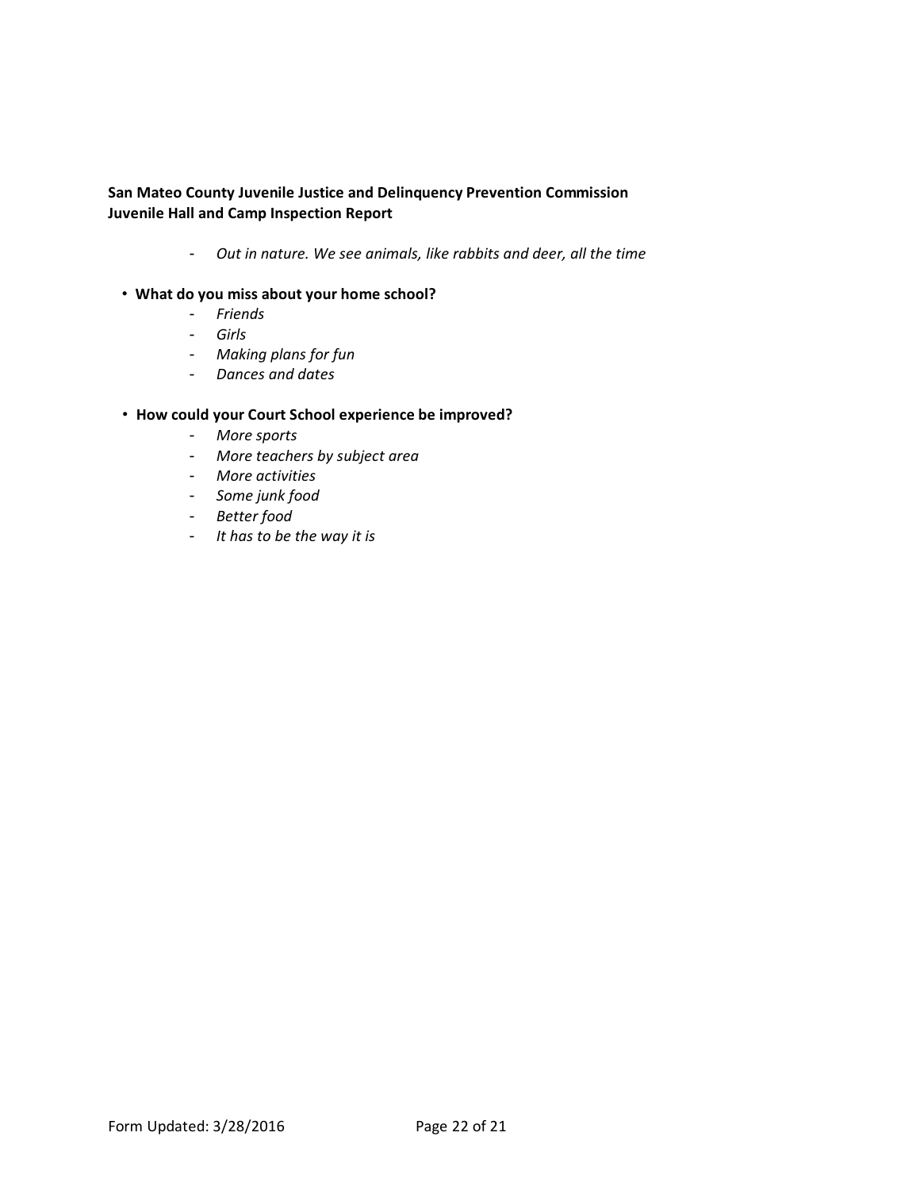- *Out in nature. We see animals, like rabbits and deer, all the time*

- **What do you miss about your home school?**
  - *Friends*
  - *Girls*
  - *Making plans for fun*
  - *Dances and dates*

- **How could your Court School experience be improved?**
  - *More sports*
  - *More teachers by subject area*
  - *More activities*
  - *Some junk food*
  - *Better food*
  - *It has to be the way it is*